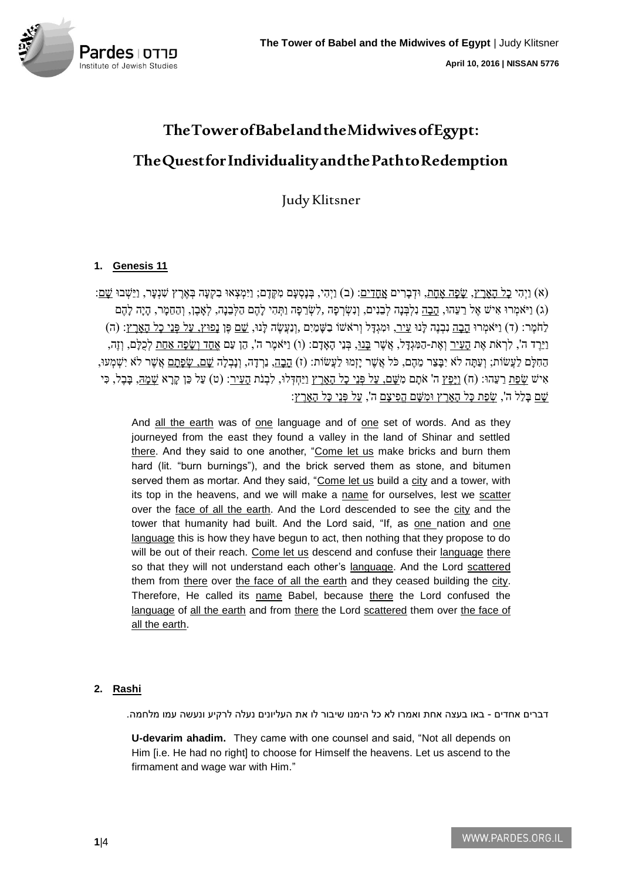# The Tower of Babel and the Midwives of Egypt: The Quest for Individuality and the Path to Redemption

Judy Klitsner

## 1. Genesis 11

(א) וַיְהִי כָל הָאָרֶץ, שָׂפָה אֶחָת, וּדְבָרִים אֲחָדִים: (ב) וַיְהִי, בְּנָסְעָם מִקֶּדֶם; וַיִּמְצְאוּ בִקְעָה בְּאֶרֶץ שִׁנְעָר, וַיֵּשְׁבוּ שָׁם: (ג) וַיֹּאמְרוּ אִישׁ אֶל רֵעֵהוּ, הָבָה נִלְבְּנָה לְבֵנִים, וְנִשְׂרְפָה ,לִשְׂרֵפָה וַתְּהִי לָהֶם הַלְּבֵנָה, לְאָבֶן, וְהַחֵמָר, הָיָה לָהֶם לַחֹמֶר: (ד) וַיֹּאמְרוּ הָבָה נִבְנֶה לָּנוּ עִיר, וּמִגְדָּל וְרֹאשׁוֹ בַשָּׁמַיִם ,וְנַעֲשֶׂה לָּנוּ, שֵׁם פֶּן נָפוּץ, עַל פְּנֵי כָל הָאָרֶץ: (ה) וַיֵּרֶד ה', לִרְאֹת אֶת הָעִיר וְאֶת-הַמִּגְדָּל, אֲשֶׁר בָּנוּ, בְּנֵי הָאָדָם: (ו) וַיֹּאמֶר ה', הֵן עַם אֶחָד וְשָׂפָה אַחַת לְכֻלָּם, וְזֶה, הַחִלָּם לַעֲשׂוֹת; וְעַתָּה לֹא יִבָּצֵר מֵהֶם, כֹּל אֲשֶׁר יָזְמוּ לַעֲשׂוֹת: (ז) הָבָה, נֵרְדָה, וְנָבְלָה שָׁם, שְׂפָתָם אֲשֶׁר לֹא יִשְׁמְעוּ, אִישׁ שְׂפַת רֵעֵהוּ: (ח) וַיָּפֶץ ה' אֹתָם מִשָּׁם, עַל פְּנֵי כָל הָאָרֶץ וַיַּחְדְּלוּ, לִבְנֹת הָעִיר: (ט) עַל כֵּן קָרָא שְׁמָהּ, בָּבֶל, כִּי שָׁם בָּלַל ה', שְׂפַת כָּל הָאָרֶץ וּמִשָּׁם הֱפִיצָם ה', עַל פְּנֵי כָּל הָאָרֶץ:

And all the earth was of one language and of one set of words. And as they journeyed from the east they found a valley in the land of Shinar and settled there. And they said to one another, "Come let us make bricks and burn them hard (lit. "burn burnings"), and the brick served them as stone, and bitumen served them as mortar. And they said, "Come let us build a city and a tower, with its top in the heavens, and we will make a name for ourselves, lest we scatter over the face of all the earth. And the Lord descended to see the city and the tower that humanity had built. And the Lord said, "If, as one nation and one language this is how they have begun to act, then nothing that they propose to do will be out of their reach. Come let us descend and confuse their language there so that they will not understand each other's language. And the Lord scattered them from there over the face of all the earth and they ceased building the city. Therefore, He called its name Babel, because there the Lord confused the language of all the earth and from there the Lord scattered them over the face of all the earth.

## 2. Rashi

דברים אחדים - באו בעצה אחת ואמרו לא כל הימנו שיבור לו את העליונים נעלה לרקיע ונעשה עמו מלחמה.

**U-devarim ahadim.** They came with one counsel and said, "Not all depends on Him [i.e. He had no right] to choose for Himself the heavens. Let us ascend to the firmament and wage war with Him."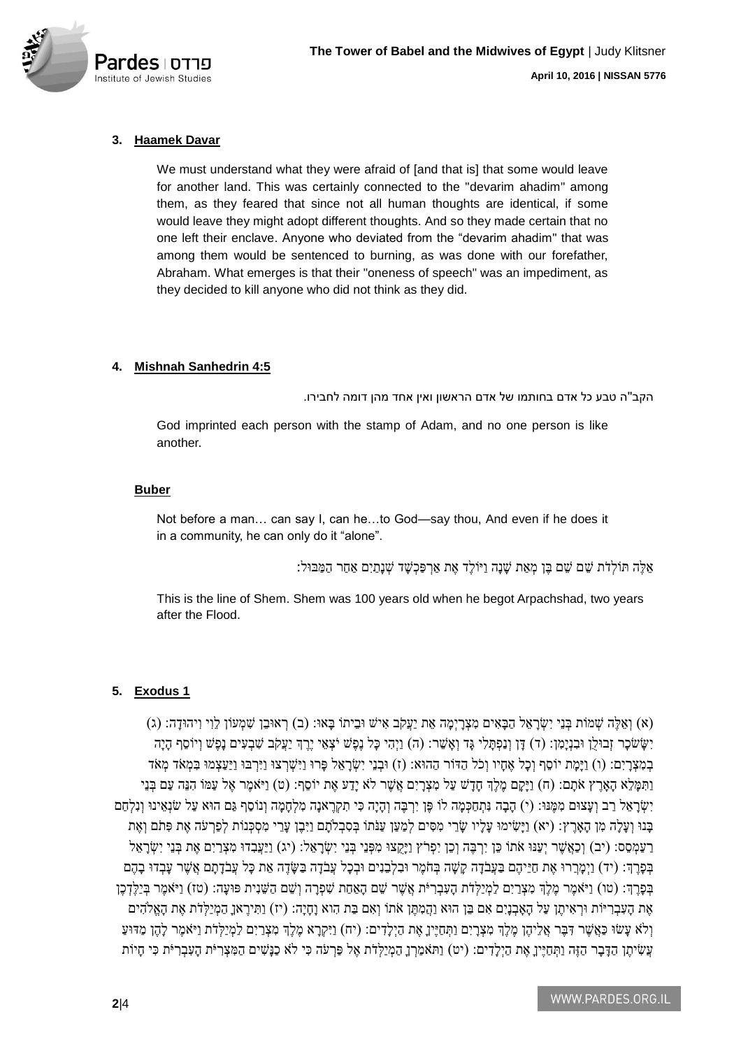### 3. Haamek Davar

We must understand what they were afraid of [and that is] that some would leave for another land. This was certainly connected to the "devarim ahadim" among them, as they feared that since not all human thoughts are identical, if some would leave they might adopt different thoughts. And so they made certain that no one left their enclave. Anyone who deviated from the "devarim ahadim" that was among them would be sentenced to burning, as was done with our forefather, Abraham. What emerges is that their "oneness of speech" was an impediment, as they decided to kill anyone who did not think as they did.

### 4. Mishnah Sanhedrin 4:5

הקב"ה טבע כל אדם בחותמו של אדם הראשון ואין אחד מהן דומה לחבירו.

God imprinted each person with the stamp of Adam, and no one person is like another.

#### Buber

Not before a man… can say I, can he…to God—say thou, And even if he does it in a community, he can only do it "alone".

אֵלֶּה תּוֹלְדֹת שֵׁם שֵׁם בֶּן מְאַת שָׁנָה וַיּוֹלֶד אֶת אַרְפַּכְשָׁד שְׁנָתַיִם אַחַר הַמַּבּוּל:

This is the line of Shem. Shem was 100 years old when he begot Arpachshad, two years after the Flood.

### 5. Exodus 1

(א) וְאֵלֶּה שְׁמוֹת בְּנֵי יִשְׂרָאֵל הַבָּאִים מִצְרָיְמָה אֵת יַעֲקֹב אִישׁ וּבֵיתוֹ בָּאוּ: (ב) רְאוּבֵן שִׁמְעוֹן לֵוִי וִיהוּדָה: (ג) יִשָּׂשכָר זְבוּלֻן וּבִנְיָמִן: (ד) דָּן וְנַפְתָּלִי גָּד וְאָשֵׁר: (ה) וַיְהִי כָּל נֶפֶשׁ יֹצְאֵי יֶרֶךְ יַעֲקֹב שִׁבְעִים נָפֶשׁ וְיוֹסֵף הָיָה בְמִצְרָיִם: (ו) וַיָּמָת יוֹסֵף וְכָל אֶחָיו וְכֹל הַדּוֹר הַהוּא: (ז) וּבְנֵי יִשְׂרָאֵל פָּרוּ וַיִּשְׁרְצוּ וַיִּרְבּוּ וַיַּעַצְמוּ בִּמְאֹד מְאֹד וַתִּמָּלֵא הָאָרֶץ אֹתָם: (ח) וַיָּקָם מֶלֶךְ חָדָשׁ עַל מִצְרָיִם אֲשֶׁר לֹא יָדַע אֶת יוֹסֵף: (ט) וַיֹּאמֶר אֶל עַמּוֹ הִנֵּה עַם בְּנֵי יִשְׂרָאֵל רַב וְעָצוּם מִמֶּנּוּ: (י) הָבָה נִתְחַכְּמָה לוֹ פֶּן יִרְבֶּה וְהָיָה כִּי תִקְרֶאנָה מִלְחָמָה וְנוֹסַף גַּם הוּא עַל שֹׂנְאֵינוּ וְנִלְחַם בָּנוּ וְעָלָה מִן הָאָרֶץ: (יא) וַיָּשִׂימוּ עָלָיו שָׂרֵי מִסִּים לְמַעַן עַנֹּתוֹ בְּסִבְלֹתָם וַיִּבֶן עָרֵי מִסְכְּנוֹת לְפַרְעֹה אֶת פִּתֹם וְאֶת רַעַמְסֵס: (יב) וְכַאֲשֶׁר יְעַנּוּ אֹתוֹ כֵּן יִרְבֶּה וְכֵן יִפְרֹץ וַיָּקֻצוּ מִפְּנֵי בְּנֵי יִשְׂרָאֵל: (יג) וַיַּעֲבִדוּ מִצְרַיִם אֶת בְּנֵי יִשְׂרָאֵל בְּפָרֶךְ: (יד) וַיְמָרְרוּ אֶת חַיֵּיהֶם בַּעֲבֹדָה קָשָׁה בְּחֹמֶר וּבִלְבֵנִים וּבְכָל עֲבֹדָה בַּשָּׂדֶה אֵת כָּל עֲבֹדָתָם אֲשֶׁר עָבְדוּ בָהֶם בְּפָרֶךְ: (טו) וַיֹּאמֶר מֶלֶךְ מִצְרַיִם לַמְיַלְּדֹת הָעִבְרִיֹּת אֲשֶׁר שֵׁם הָאַחַת שִׁפְרָה וְשֵׁם הַשֵּׁנִית פּוּעָה: (טז) וַיֹּאמֶר בְּיַלֶּדְכֶן אֶת הָעִבְרִיּוֹת וּרְאִיתֶן עַל הָאָבְנָיִם אִם בֵּן הוּא וַהֲמִתֶּן אֹתוֹ וְאִם בַּת הִוא וָחָיָה: (יז) וַתִּירֶאןָ הַמְיַלְּדֹת אֶת הָאֱלֹהִים וְלֹא עָשׂוּ כַּאֲשֶׁר דִּבֶּר אֲלֵיהֶן מֶלֶךְ מִצְרָיִם וַתְּחַיֶּיןָ אֶת הַיְלָדִים: (יח) וַיִּקְרָא מֶלֶךְ מִצְרַיִם לַמְיַלְּדֹת וַיֹּאמֶר לָהֶן מַדּוּעַ עֲשִׂיתֶן הַדָּבָר הַזֶּה וַתְּחַיֶּיןָ אֶת הַיְלָדִים: (יט) וַתֹּאמַרְןָ הַמְיַלְּדֹת אֶל פַּרְעֹה כִּי לֹא כַנָּשִׁים הַמִּצְרִיֹּת הָעִבְרִיֹּת כִּי חָיוֹת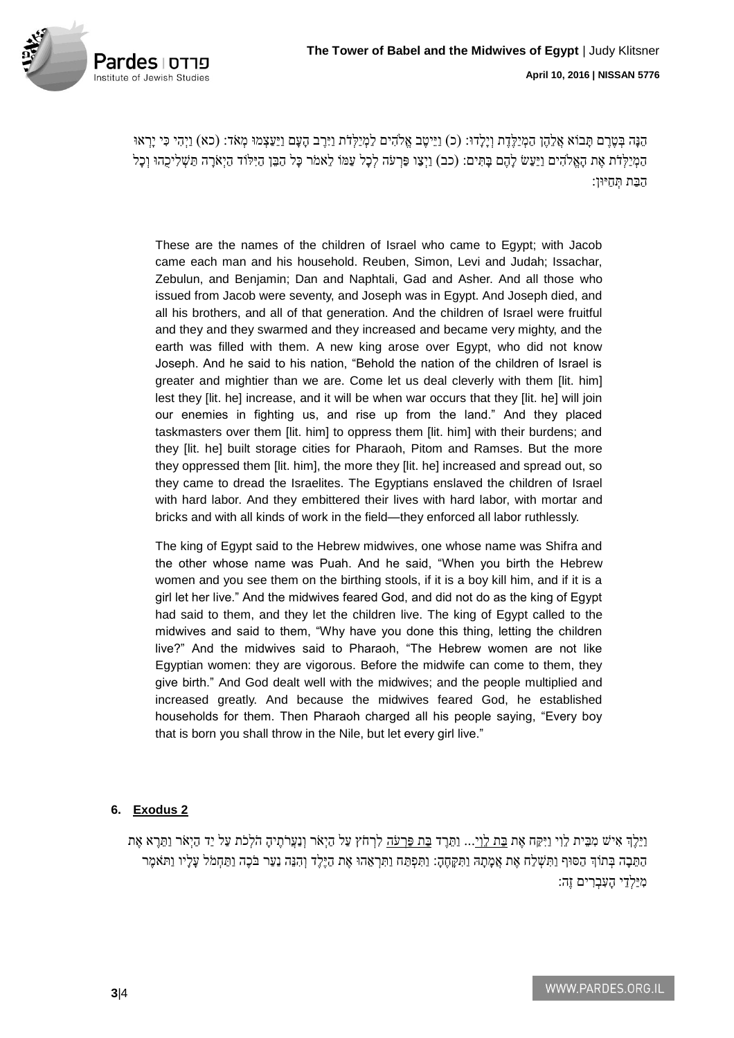הִנָּה בְּטֶרֶם תָּבוֹא אֲלֵהֶן הַמְיַלֶּדֶת וְיָלָדוּ: (כ) וַיֵּיטֶב אֱלֹהִים לַמְיַלְּדֹת וַיִּרֶב הָעָם וַיַּעַצְמוּ מְאֹד: (כא) וַיְהִי כִּי יָרְאוּ הַמְיַלְּדֹת אֶת הָאֱלֹהִים וַיַּעַשׂ לָהֶם בָּתִּים: (כב) וַיְצַו פַּרְעֹה לְכָל עַמּוֹ לֵאמֹר כָּל הַבֵּן הַיִּלּוֹד הַיְאֹרָה תַּשְׁלִיכֻהוּ וְכָל הַבַּת תְּחַיּוּן:

These are the names of the children of Israel who came to Egypt; with Jacob came each man and his household. Reuben, Simon, Levi and Judah; Issachar, Zebulun, and Benjamin; Dan and Naphtali, Gad and Asher. And all those who issued from Jacob were seventy, and Joseph was in Egypt. And Joseph died, and all his brothers, and all of that generation. And the children of Israel were fruitful and they and they swarmed and they increased and became very mighty, and the earth was filled with them. A new king arose over Egypt, who did not know Joseph. And he said to his nation, "Behold the nation of the children of Israel is greater and mightier than we are. Come let us deal cleverly with them [lit. him] lest they [lit. he] increase, and it will be when war occurs that they [lit. he] will join our enemies in fighting us, and rise up from the land." And they placed taskmasters over them [lit. him] to oppress them [lit. him] with their burdens; and they [lit. he] built storage cities for Pharaoh, Pitom and Ramses. But the more they oppressed them [lit. him], the more they [lit. he] increased and spread out, so they came to dread the Israelites. The Egyptians enslaved the children of Israel with hard labor. And they embittered their lives with hard labor, with mortar and bricks and with all kinds of work in the field—they enforced all labor ruthlessly.

The king of Egypt said to the Hebrew midwives, one whose name was Shifra and the other whose name was Puah. And he said, "When you birth the Hebrew women and you see them on the birthing stools, if it is a boy kill him, and if it is a girl let her live." And the midwives feared God, and did not do as the king of Egypt had said to them, and they let the children live. The king of Egypt called to the midwives and said to them, "Why have you done this thing, letting the children live?" And the midwives said to Pharaoh, "The Hebrew women are not like Egyptian women: they are vigorous. Before the midwife can come to them, they give birth." And God dealt well with the midwives; and the people multiplied and increased greatly. And because the midwives feared God, he established households for them. Then Pharaoh charged all his people saying, "Every boy that is born you shall throw in the Nile, but let every girl live."

### 6. Exodus 2

וַיֵּלֶךְ אִישׁ מִבֵּית לֵוִי וַיִּקַּח אֶת בַּת לֵוִי... וַתֵּרֶד בַּת פַּרְעֹה לִרְחֹץ עַל הַיְאֹר וְנַעֲרֹתֶיהָ הֹלְכֹת עַל יַד הַיְאֹר וַתֵּרֶא אֶת הַתֵּבָה בְּתוֹךְ הַסּוּף וַתִּשְׁלַח אֶת אֲמָתָהּ וַתִּקָּחֶהָ: וַתִּפְתַּח וַתִּרְאֵהוּ אֶת הַיֶּלֶד וְהִנֵּה נַעַר בֹּכֶה וַתַּחְמֹל עָלָיו וַתֹּאמֶר מִיַּלְדֵי הָעִבְרִים זֶה: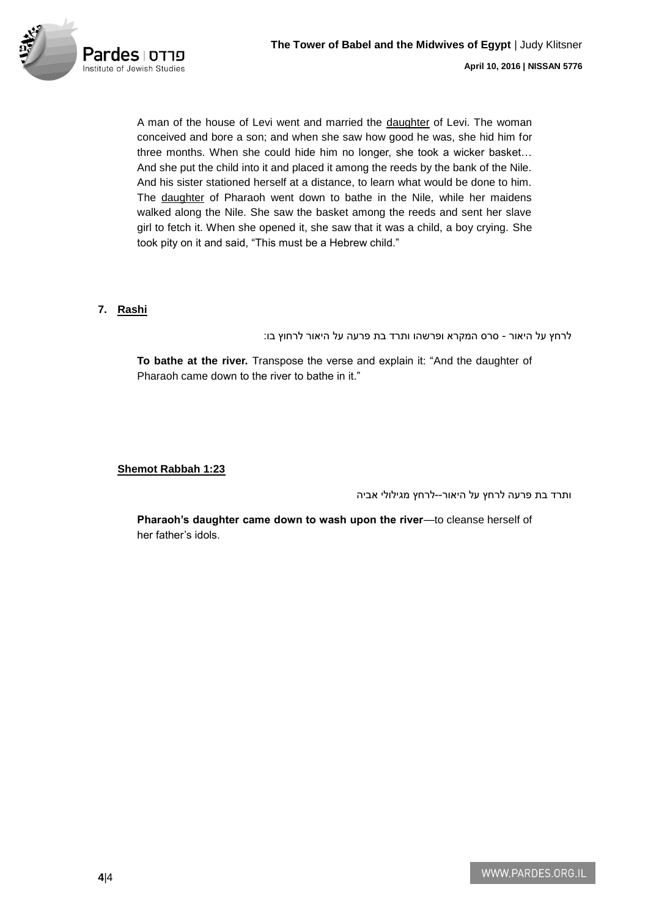A man of the house of Levi went and married the daughter of Levi. The woman conceived and bore a son; and when she saw how good he was, she hid him for three months. When she could hide him no longer, she took a wicker basket… And she put the child into it and placed it among the reeds by the bank of the Nile. And his sister stationed herself at a distance, to learn what would be done to him. The daughter of Pharaoh went down to bathe in the Nile, while her maidens walked along the Nile. She saw the basket among the reeds and sent her slave girl to fetch it. When she opened it, she saw that it was a child, a boy crying. She took pity on it and said, "This must be a Hebrew child."

**7. Rashi**

לרחץ על היאור - סרס המקרא ופרשהו ותרד בת פרעה על היאור לרחוץ בו:

**To bathe at the river.** Transpose the verse and explain it: "And the daughter of Pharaoh came down to the river to bathe in it."

**Shemot Rabbah 1:23**

ותרד בת פרעה לרחץ על היאור--לרחץ מגילולי אביה

**Pharaoh's daughter came down to wash upon the river**—to cleanse herself of her father's idols.